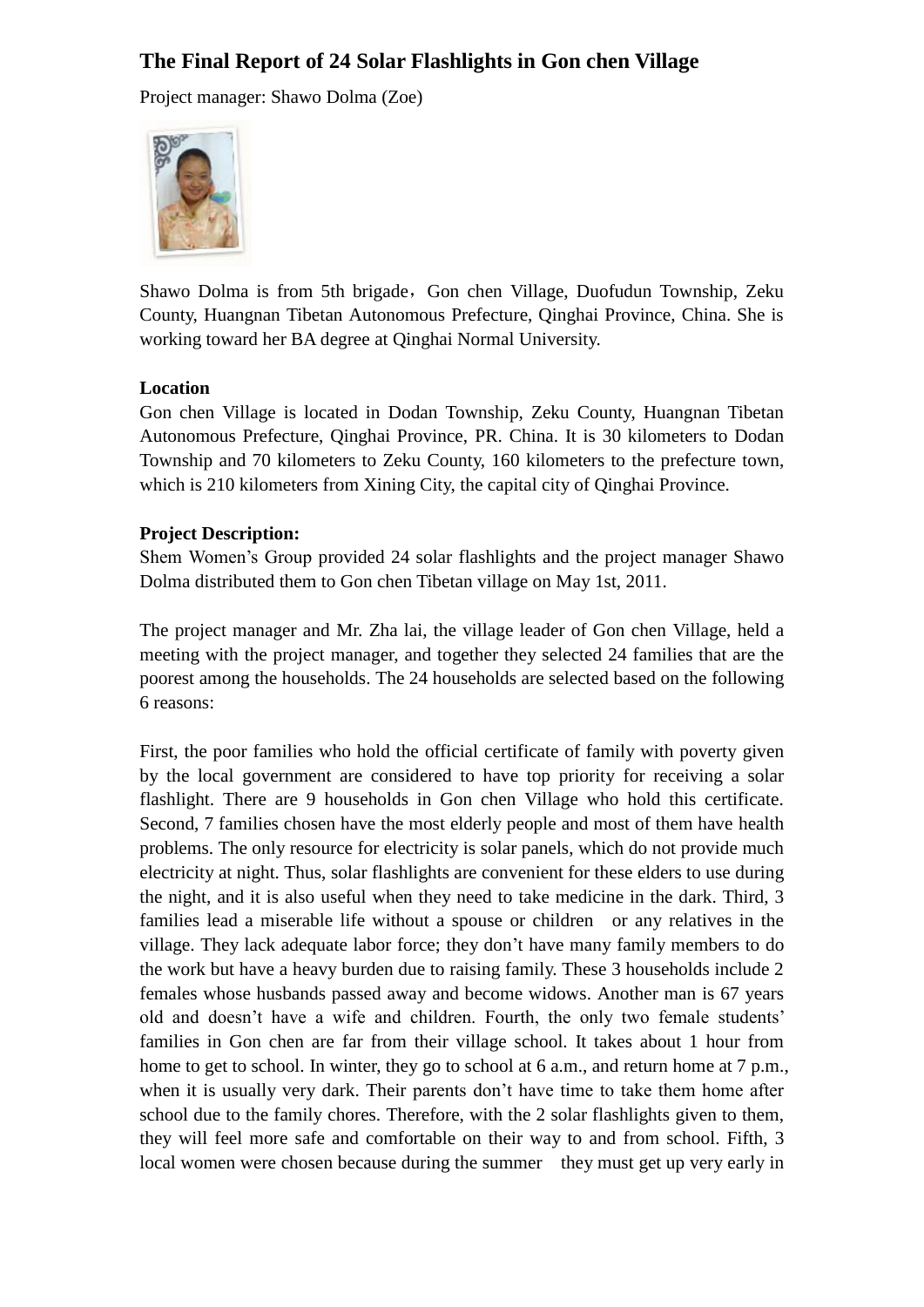# The Final Report of 24 Solar Flashlights in Gon chen Village

Project manager: Shawo Dolma (Zoe)

Shawo Dolma is from 5th brigade，Gon chen Village, Duofudun Township, Zeku County, Huangnan Tibetan Autonomous Prefecture, Qinghai Province, China. She is working toward her BA degree at Qinghai Normal University.

**Location**

Gon chen Village is located in Dodan Township, Zeku County, Huangnan Tibetan Autonomous Prefecture, Qinghai Province, PR. China. It is 30 kilometers to Dodan Township and 70 kilometers to Zeku County, 160 kilometers to the prefecture town, which is 210 kilometers from Xining City, the capital city of Qinghai Province.

**Project Description:**

Shem Women's Group provided 24 solar flashlights and the project manager Shawo Dolma distributed them to Gon chen Tibetan village on May 1st, 2011.

The project manager and Mr. Zha lai, the village leader of Gon chen Village, held a meeting with the project manager, and together they selected 24 families that are the poorest among the households. The 24 households are selected based on the following 6 reasons:

First, the poor families who hold the official certificate of family with poverty given by the local government are considered to have top priority for receiving a solar flashlight. There are 9 households in Gon chen Village who hold this certificate. Second, 7 families chosen have the most elderly people and most of them have health problems. The only resource for electricity is solar panels, which do not provide much electricity at night. Thus, solar flashlights are convenient for these elders to use during the night, and it is also useful when they need to take medicine in the dark. Third, 3 families lead a miserable life without a spouse or children or any relatives in the village. They lack adequate labor force; they don't have many family members to do the work but have a heavy burden due to raising family. These 3 households include 2 females whose husbands passed away and become widows. Another man is 67 years old and doesn't have a wife and children. Fourth, the only two female students' families in Gon chen are far from their village school. It takes about 1 hour from home to get to school. In winter, they go to school at 6 a.m., and return home at 7 p.m., when it is usually very dark. Their parents don't have time to take them home after school due to the family chores. Therefore, with the 2 solar flashlights given to them, they will feel more safe and comfortable on their way to and from school. Fifth, 3 local women were chosen because during the summer they must get up very early in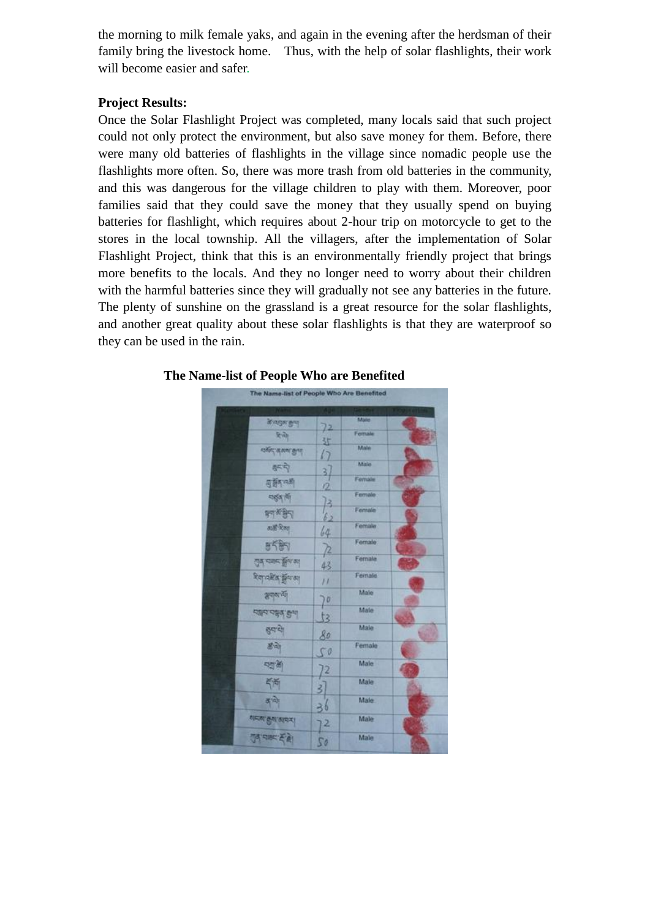the morning to milk female yaks, and again in the evening after the herdsman of their family bring the livestock home. Thus, with the help of solar flashlights, their work will become easier and safer.

**Project Results:**

Once the Solar Flashlight Project was completed, many locals said that such project could not only protect the environment, but also save money for them. Before, there were many old batteries of flashlights in the village since nomadic people use the flashlights more often. So, there was more trash from old batteries in the community, and this was dangerous for the village children to play with them. Moreover, poor families said that they could save the money that they usually spend on buying batteries for flashlight, which requires about 2-hour trip on motorcycle to get to the stores in the local township. All the villagers, after the implementation of Solar Flashlight Project, think that this is an environmentally friendly project that brings more benefits to the locals. And they no longer need to worry about their children with the harmful batteries since they will gradually not see any batteries in the future. The plenty of sunshine on the grassland is a great resource for the solar flashlights, and another great quality about these solar flashlights is that they are waterproof so they can be used in the rain.

**The Name-list of People Who are Benefited**

| Age | Gender |
|---|---|
| 72 | Male |
| 35 | Female |
| 17 | Male |
| 37 | Male |
| 12 | Female |
| 73 | Female |
| 62 | Female |
| 64 | Female |
| 72 | Female |
| 43 | Female |
| 11 | Female |
| 70 | Male |
| 53 | Male |
| 80 | Male |
| 50 | Female |
| 72 | Male |
| 37 | Male |
| 36 | Male |
| 72 | Male |
| 50 | Male |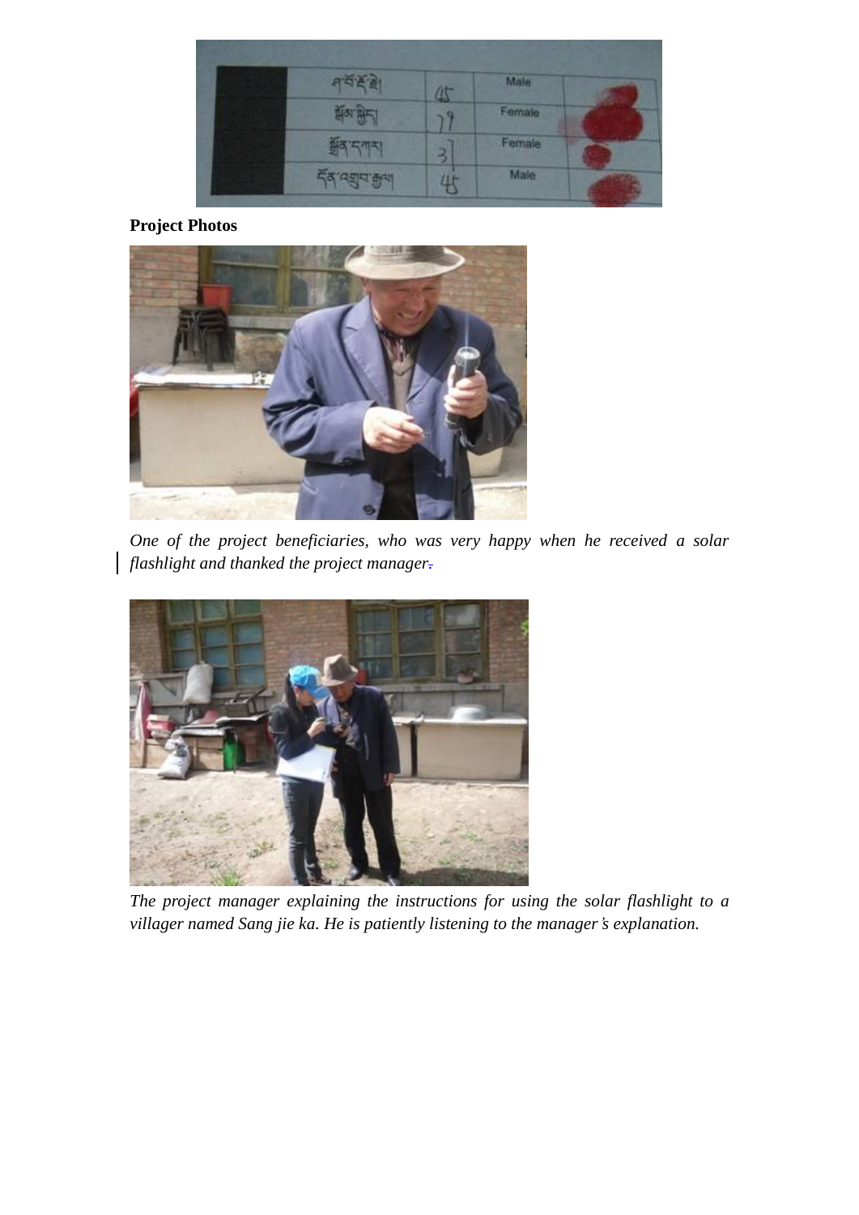| | ཤ་བོ་རྡོ་རྗེ། | 45 | Male | |
|---|---|---|---|---|
| | སྒྲོལ་སྐྱིད། | 79 | Female | |
| | སྒྲོན་དཀར། | 31 | Female | |
| | དོན་འགྲུབ་རྒྱལ། | 45 | Male | |

**Project Photos**

*One of the project beneficiaries, who was very happy when he received a solar flashlight and thanked the project manager.*

*The project manager explaining the instructions for using the solar flashlight to a villager named Sang jie ka. He is patiently listening to the manager's explanation.*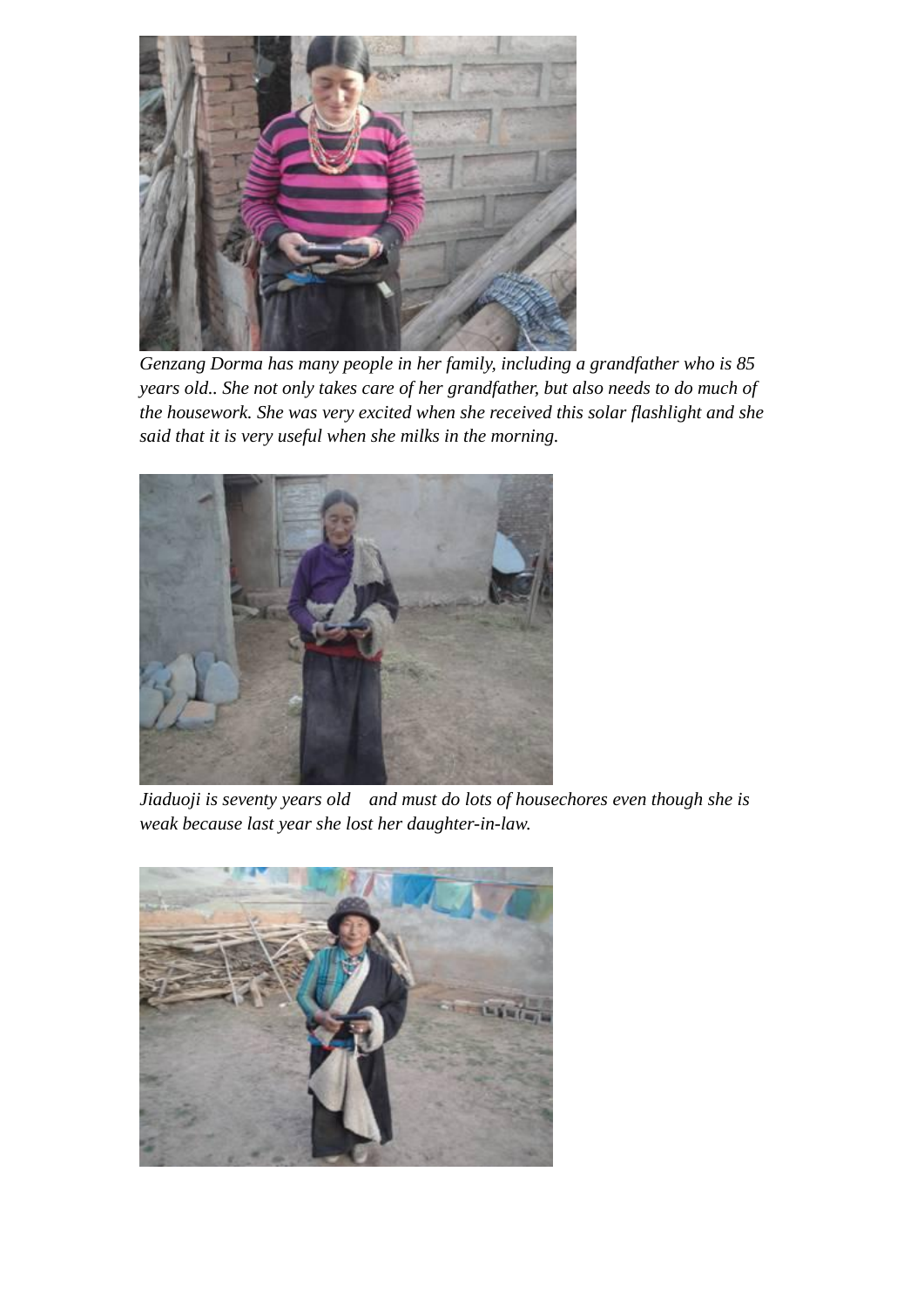*Genzang Dorma has many people in her family, including a grandfather who is 85 years old.. She not only takes care of her grandfather, but also needs to do much of the housework. She was very excited when she received this solar flashlight and she said that it is very useful when she milks in the morning.*

*Jiaduoji is seventy years old and must do lots of housechores even though she is weak because last year she lost her daughter-in-law.*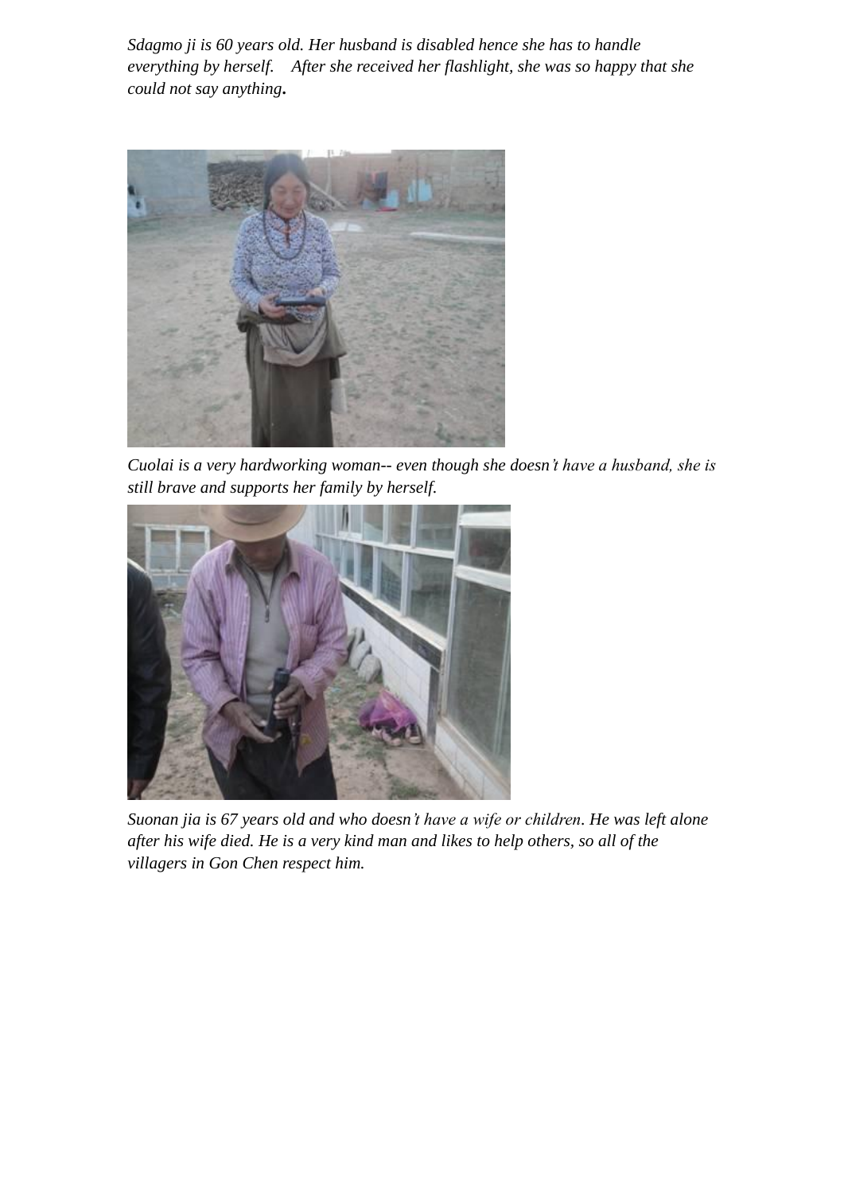*Sdagmo ji is 60 years old. Her husband is disabled hence she has to handle everything by herself.  After she received her flashlight, she was so happy that she could not say anything.*

*Cuolai is a very hardworking woman-- even though she doesn't have a husband, she is still brave and supports her family by herself.*

*Suonan jia is 67 years old and who doesn't have a wife or children. He was left alone after his wife died. He is a very kind man and likes to help others, so all of the villagers in Gon Chen respect him.*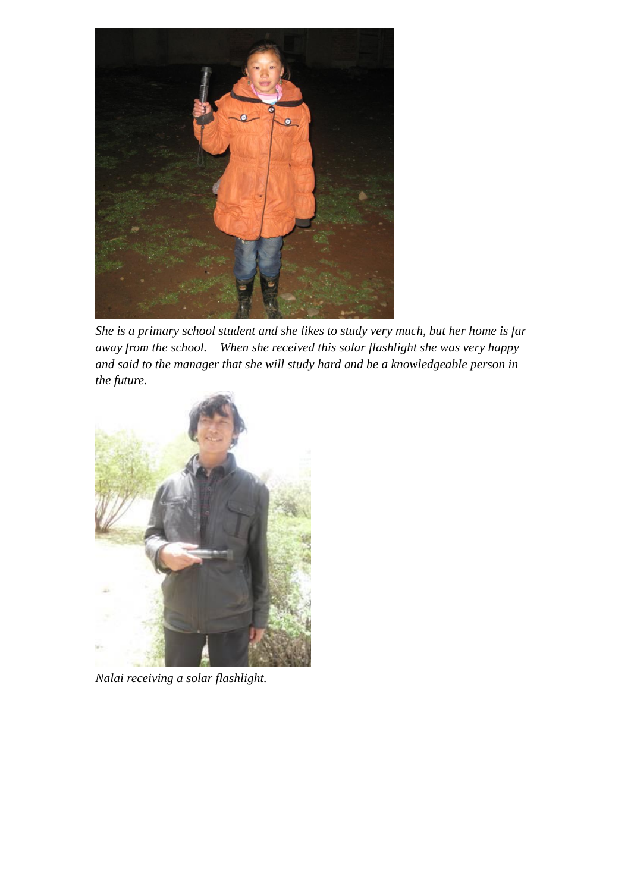*She is a primary school student and she likes to study very much, but her home is far away from the school.    When she received this solar flashlight she was very happy and said to the manager that she will study hard and be a knowledgeable person in the future.*

*Nalai receiving a solar flashlight.*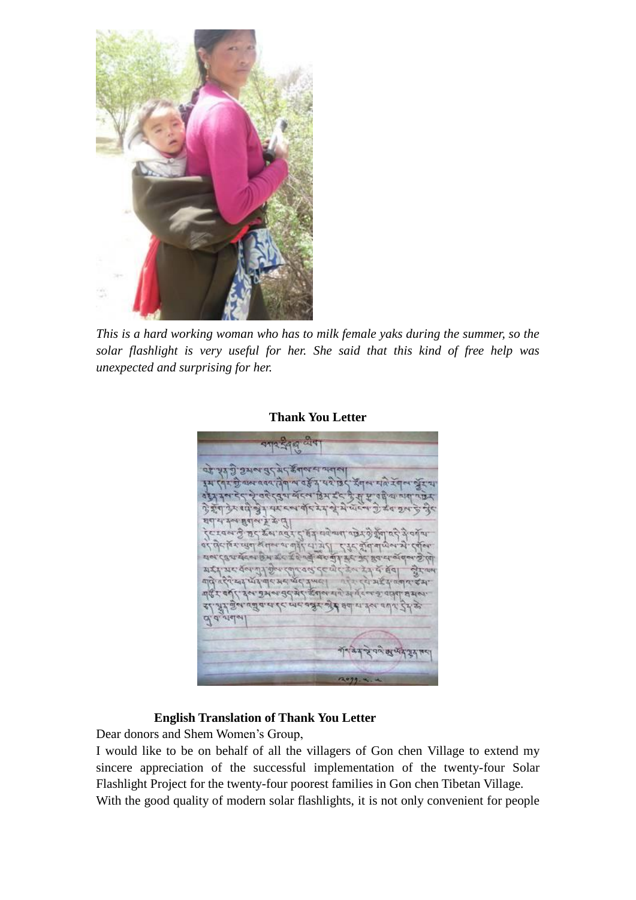*This is a hard working woman who has to milk female yaks during the summer, so the solar flashlight is very useful for her. She said that this kind of free help was unexpected and surprising for her.*

**Thank You Letter**

**English Translation of Thank You Letter**

Dear donors and Shem Women's Group,

I would like to be on behalf of all the villagers of Gon chen Village to extend my sincere appreciation of the successful implementation of the twenty-four Solar Flashlight Project for the twenty-four poorest families in Gon chen Tibetan Village.

With the good quality of modern solar flashlights, it is not only convenient for people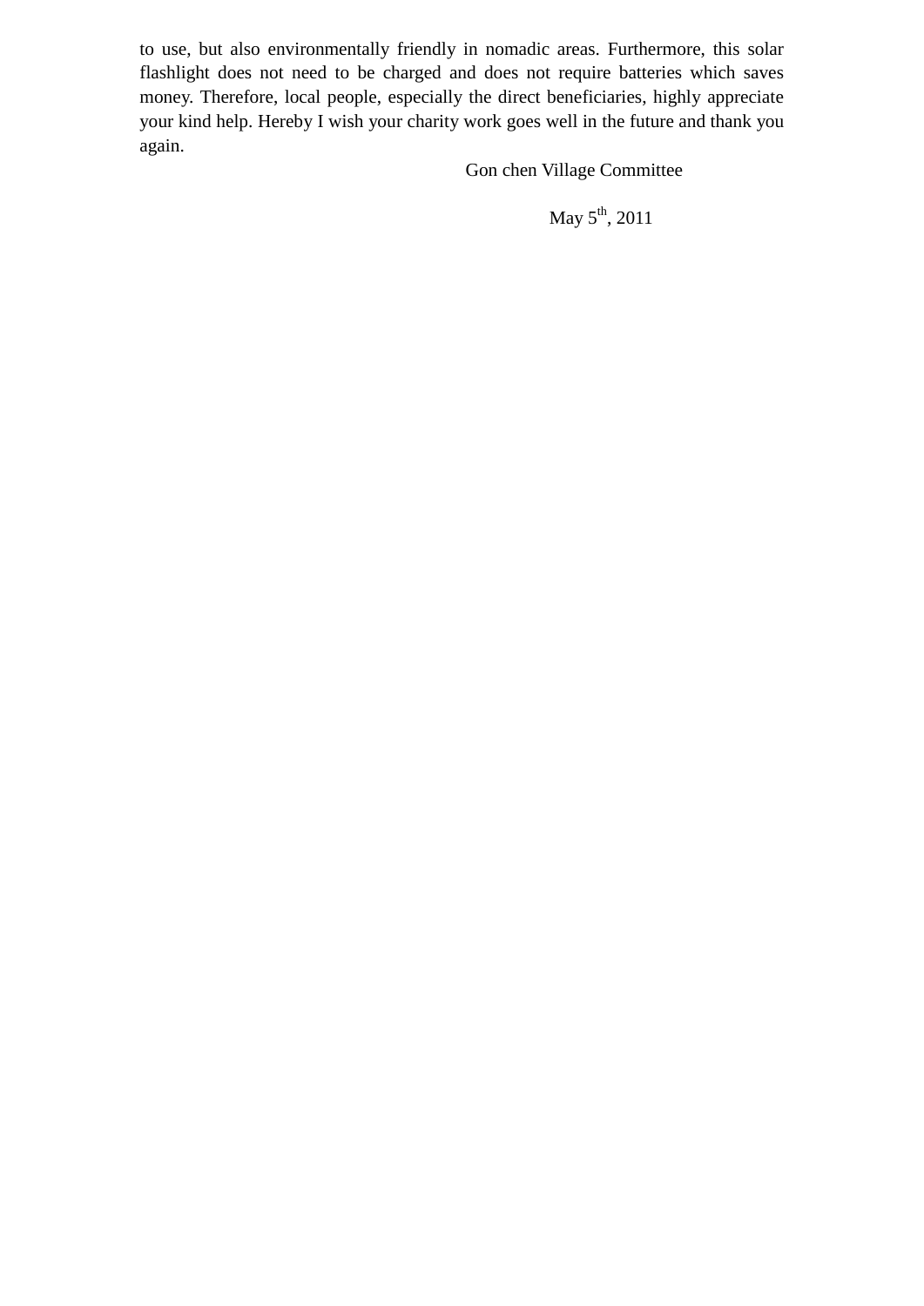to use, but also environmentally friendly in nomadic areas. Furthermore, this solar flashlight does not need to be charged and does not require batteries which saves money. Therefore, local people, especially the direct beneficiaries, highly appreciate your kind help. Hereby I wish your charity work goes well in the future and thank you again.

Gon chen Village Committee

May 5th, 2011